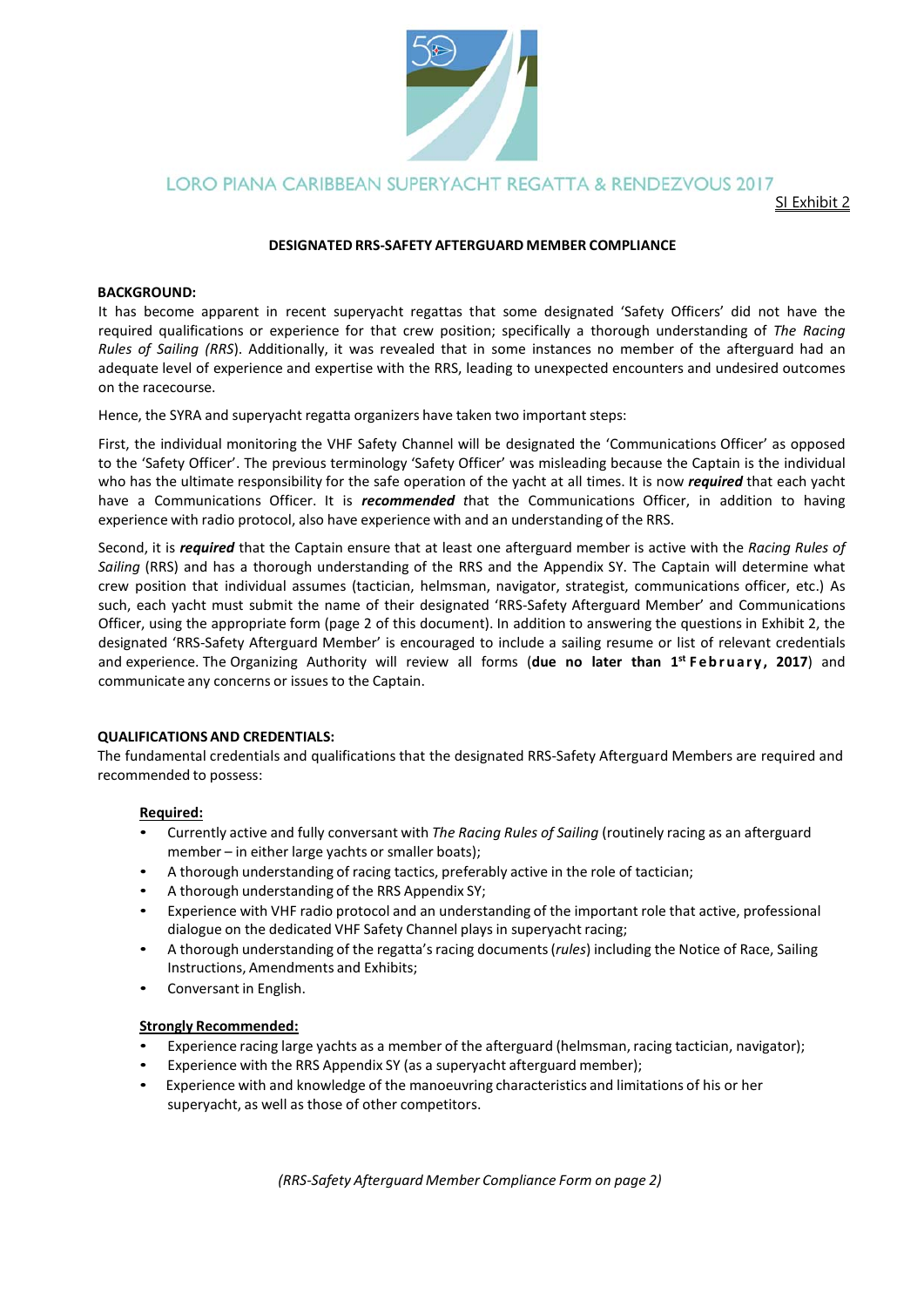LORO PIANA CARIBBEAN SUPERYACHT REGATTA & RENDEZVOUS 2017

SI Exhibit 2

## DESIGNATED RRS-SAFETY AFTERGUARD MEMBER COMPLIANCE

**BACKGROUND:**

It has become apparent in recent superyacht regattas that some designated 'Safety Officers' did not have the required qualifications or experience for that crew position; specifically a thorough understanding of *The Racing Rules of Sailing (RRS*). Additionally, it was revealed that in some instances no member of the afterguard had an adequate level of experience and expertise with the RRS, leading to unexpected encounters and undesired outcomes on the racecourse.

Hence, the SYRA and superyacht regatta organizers have taken two important steps:

First, the individual monitoring the VHF Safety Channel will be designated the 'Communications Officer' as opposed to the 'Safety Officer'. The previous terminology 'Safety Officer' was misleading because the Captain is the individual who has the ultimate responsibility for the safe operation of the yacht at all times. It is now ***required*** that each yacht have a Communications Officer. It is ***recommended*** that the Communications Officer, in addition to having experience with radio protocol, also have experience with and an understanding of the RRS.

Second, it is ***required*** that the Captain ensure that at least one afterguard member is active with the *Racing Rules of Sailing* (RRS) and has a thorough understanding of the RRS and the Appendix SY. The Captain will determine what crew position that individual assumes (tactician, helmsman, navigator, strategist, communications officer, etc.) As such, each yacht must submit the name of their designated 'RRS-Safety Afterguard Member' and Communications Officer, using the appropriate form (page 2 of this document). In addition to answering the questions in Exhibit 2, the designated 'RRS-Safety Afterguard Member' is encouraged to include a sailing resume or list of relevant credentials and experience. The Organizing Authority will review all forms (**due no later than 1st February, 2017**) and communicate any concerns or issues to the Captain.

**QUALIFICATIONS AND CREDENTIALS:**

The fundamental credentials and qualifications that the designated RRS-Safety Afterguard Members are required and recommended to possess:

**Required:**

- Currently active and fully conversant with *The Racing Rules of Sailing* (routinely racing as an afterguard member – in either large yachts or smaller boats);
- A thorough understanding of racing tactics, preferably active in the role of tactician;
- A thorough understanding of the RRS Appendix SY;
- Experience with VHF radio protocol and an understanding of the important role that active, professional dialogue on the dedicated VHF Safety Channel plays in superyacht racing;
- A thorough understanding of the regatta's racing documents (*rules*) including the Notice of Race, Sailing Instructions, Amendments and Exhibits;
- Conversant in English.

**Strongly Recommended:**

- Experience racing large yachts as a member of the afterguard (helmsman, racing tactician, navigator);
- Experience with the RRS Appendix SY (as a superyacht afterguard member);
- Experience with and knowledge of the manoeuvring characteristics and limitations of his or her superyacht, as well as those of other competitors.

*(RRS-Safety Afterguard Member Compliance Form on page 2)*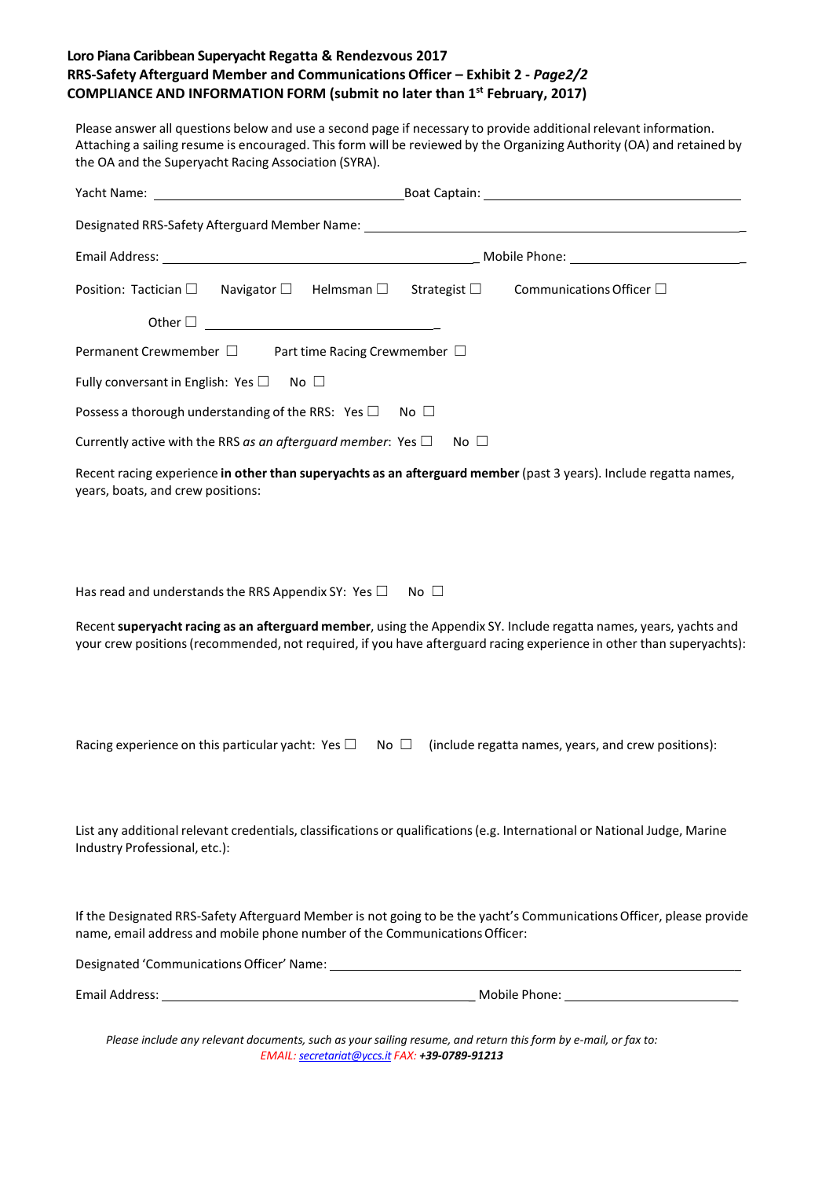**Loro Piana Caribbean Superyacht Regatta & Rendezvous 2017**
**RRS-Safety Afterguard Member and Communications Officer – Exhibit 2 - *Page2/2***
**COMPLIANCE AND INFORMATION FORM (submit no later than 1st February, 2017)**

Please answer all questions below and use a second page if necessary to provide additional relevant information. Attaching a sailing resume is encouraged. This form will be reviewed by the Organizing Authority (OA) and retained by the OA and the Superyacht Racing Association (SYRA).

Yacht Name: ______________________________ Boat Captain: ______________________________

Designated RRS-Safety Afterguard Member Name: ______________________________

Email Address: ______________________________ Mobile Phone: ______________________________

Position: Tactician ☐ Navigator ☐ Helmsman ☐ Strategist ☐ Communications Officer ☐

Other ☐ ______________________________

Permanent Crewmember ☐ Part time Racing Crewmember ☐

Fully conversant in English: Yes ☐ No ☐

Possess a thorough understanding of the RRS: Yes ☐ No ☐

Currently active with the RRS *as an afterguard member*: Yes ☐ No ☐

Recent racing experience **in other than superyachts as an afterguard member** (past 3 years). Include regatta names, years, boats, and crew positions:

Has read and understands the RRS Appendix SY: Yes ☐ No ☐

Recent **superyacht racing as an afterguard member**, using the Appendix SY. Include regatta names, years, yachts and your crew positions (recommended, not required, if you have afterguard racing experience in other than superyachts):

Racing experience on this particular yacht: Yes ☐ No ☐ (include regatta names, years, and crew positions):

List any additional relevant credentials, classifications or qualifications (e.g. International or National Judge, Marine Industry Professional, etc.):

If the Designated RRS-Safety Afterguard Member is not going to be the yacht's Communications Officer, please provide name, email address and mobile phone number of the Communications Officer:

Designated 'Communications Officer' Name: ______________________________

Email Address: ______________________________ Mobile Phone: ______________________________

*Please include any relevant documents, such as your sailing resume, and return this form by e-mail, or fax to:*
*EMAIL: secretariat@yccs.it FAX: **+39-0789-91213***